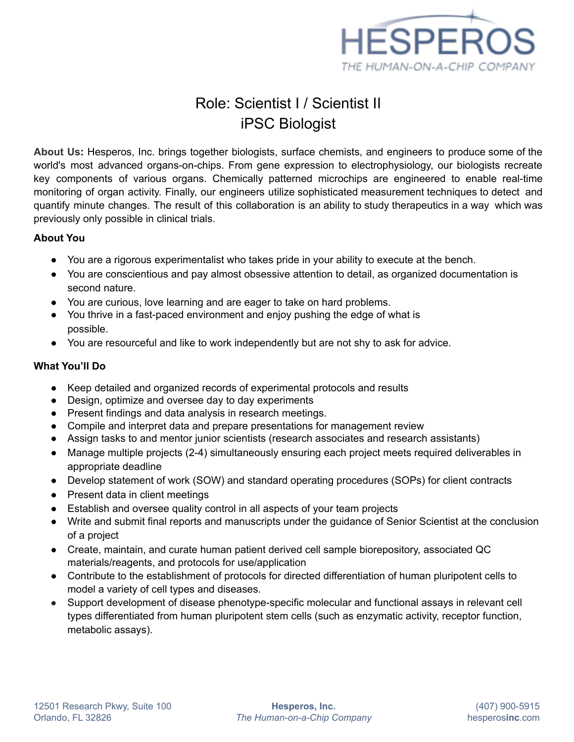HESPEROS
THE HUMAN-ON-A-CHIP COMPANY

# Role: Scientist I / Scientist II
# iPSC Biologist

**About Us:** Hesperos, Inc. brings together biologists, surface chemists, and engineers to produce some of the world's most advanced organs-on-chips. From gene expression to electrophysiology, our biologists recreate key components of various organs. Chemically patterned microchips are engineered to enable real-time monitoring of organ activity. Finally, our engineers utilize sophisticated measurement techniques to detect and quantify minute changes. The result of this collaboration is an ability to study therapeutics in a way which was previously only possible in clinical trials.

**About You**

- You are a rigorous experimentalist who takes pride in your ability to execute at the bench.
- You are conscientious and pay almost obsessive attention to detail, as organized documentation is second nature.
- You are curious, love learning and are eager to take on hard problems.
- You thrive in a fast-paced environment and enjoy pushing the edge of what is possible.
- You are resourceful and like to work independently but are not shy to ask for advice.

**What You'll Do**

- Keep detailed and organized records of experimental protocols and results
- Design, optimize and oversee day to day experiments
- Present findings and data analysis in research meetings.
- Compile and interpret data and prepare presentations for management review
- Assign tasks to and mentor junior scientists (research associates and research assistants)
- Manage multiple projects (2-4) simultaneously ensuring each project meets required deliverables in appropriate deadline
- Develop statement of work (SOW) and standard operating procedures (SOPs) for client contracts
- Present data in client meetings
- Establish and oversee quality control in all aspects of your team projects
- Write and submit final reports and manuscripts under the guidance of Senior Scientist at the conclusion of a project
- Create, maintain, and curate human patient derived cell sample biorepository, associated QC materials/reagents, and protocols for use/application
- Contribute to the establishment of protocols for directed differentiation of human pluripotent cells to model a variety of cell types and diseases.
- Support development of disease phenotype-specific molecular and functional assays in relevant cell types differentiated from human pluripotent stem cells (such as enzymatic activity, receptor function, metabolic assays).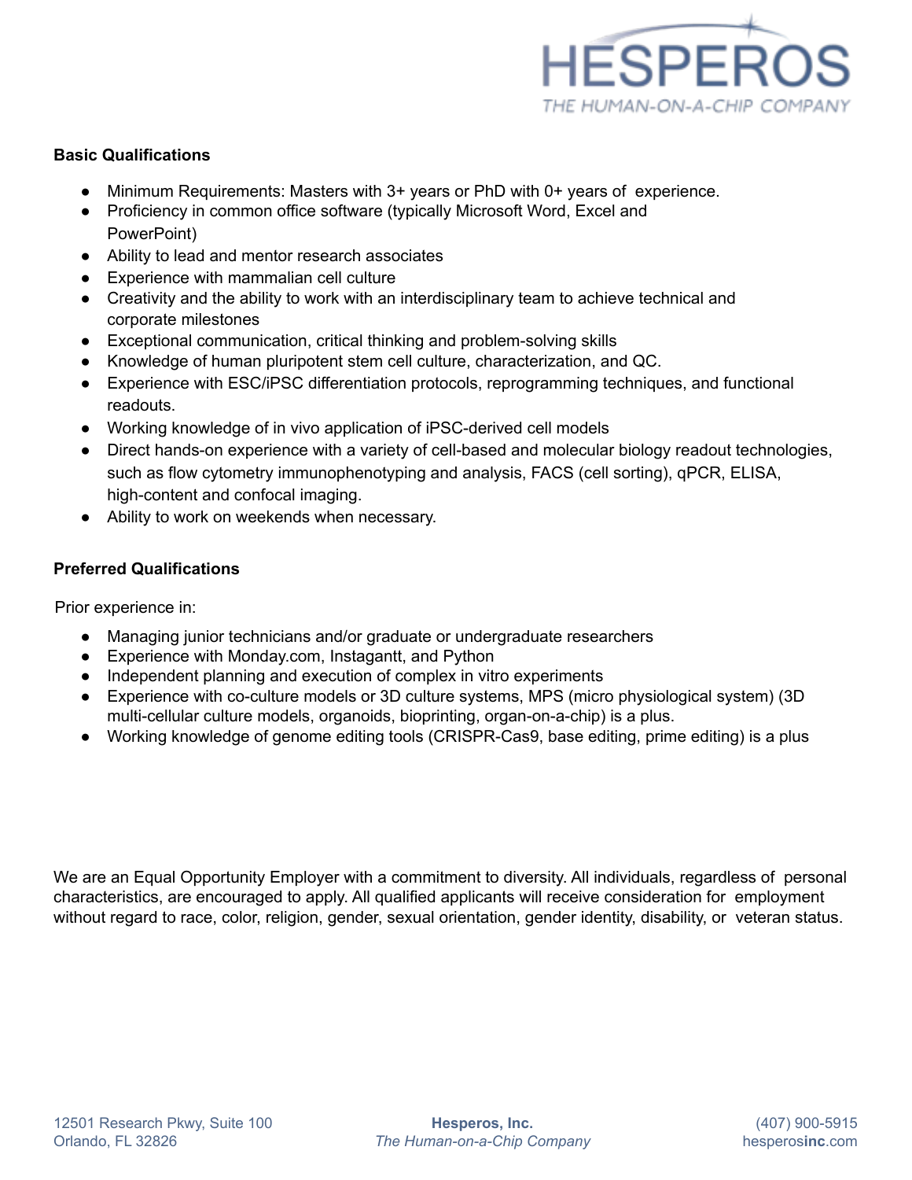**Basic Qualifications**

- Minimum Requirements: Masters with 3+ years or PhD with 0+ years of experience.
- Proficiency in common office software (typically Microsoft Word, Excel and PowerPoint)
- Ability to lead and mentor research associates
- Experience with mammalian cell culture
- Creativity and the ability to work with an interdisciplinary team to achieve technical and corporate milestones
- Exceptional communication, critical thinking and problem-solving skills
- Knowledge of human pluripotent stem cell culture, characterization, and QC.
- Experience with ESC/iPSC differentiation protocols, reprogramming techniques, and functional readouts.
- Working knowledge of in vivo application of iPSC-derived cell models
- Direct hands-on experience with a variety of cell-based and molecular biology readout technologies, such as flow cytometry immunophenotyping and analysis, FACS (cell sorting), qPCR, ELISA, high-content and confocal imaging.
- Ability to work on weekends when necessary.

**Preferred Qualifications**

Prior experience in:

- Managing junior technicians and/or graduate or undergraduate researchers
- Experience with Monday.com, Instagantt, and Python
- Independent planning and execution of complex in vitro experiments
- Experience with co-culture models or 3D culture systems, MPS (micro physiological system) (3D multi-cellular culture models, organoids, bioprinting, organ-on-a-chip) is a plus.
- Working knowledge of genome editing tools (CRISPR-Cas9, base editing, prime editing) is a plus

We are an Equal Opportunity Employer with a commitment to diversity. All individuals, regardless of personal characteristics, are encouraged to apply. All qualified applicants will receive consideration for employment without regard to race, color, religion, gender, sexual orientation, gender identity, disability, or veteran status.